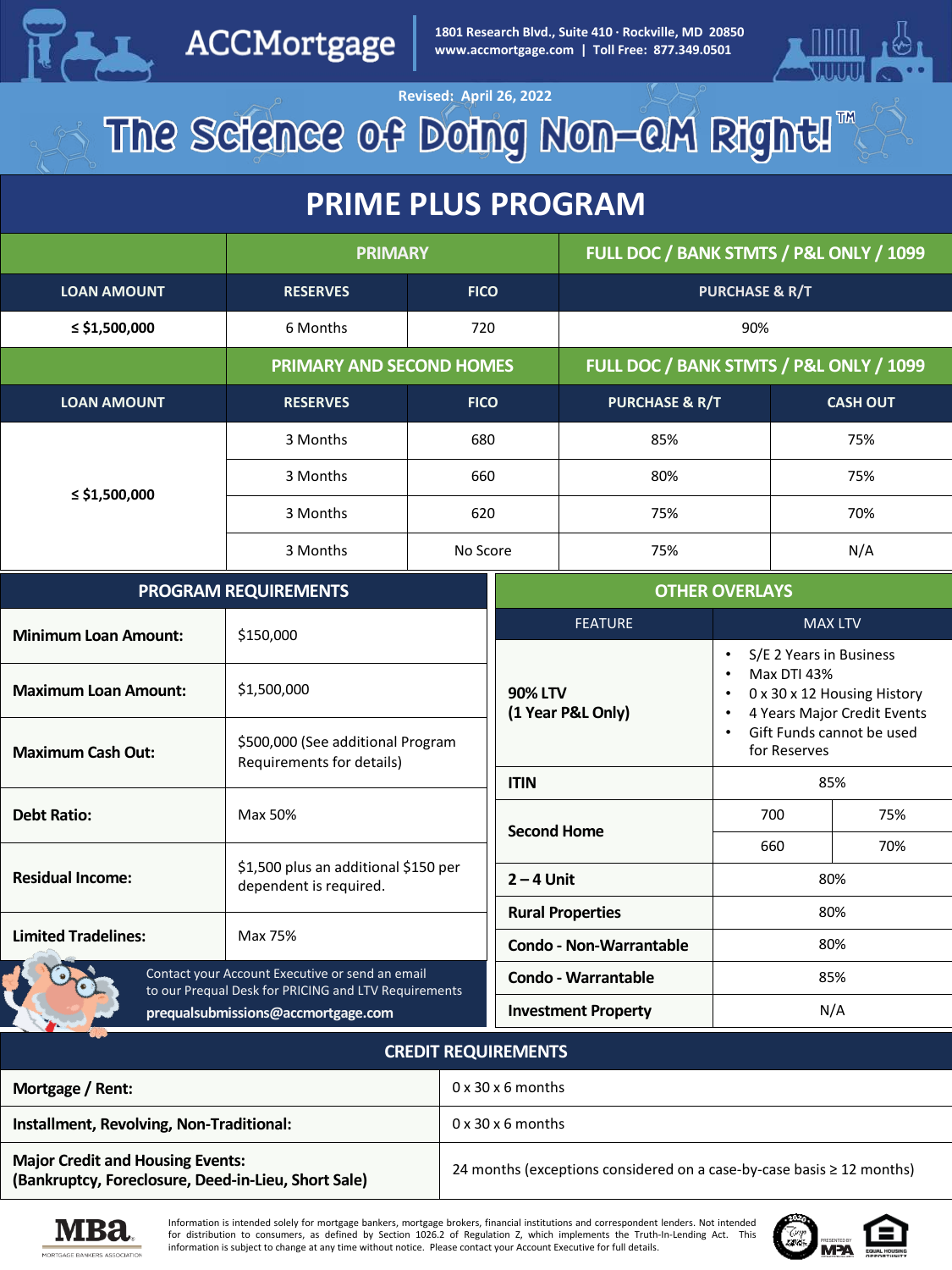# ACCMortgage

1801 Research Blvd., Suite 410 · Rockville, MD 20850
www.accmortgage.com | Toll Free: 877.349.0501

Revised: April 26, 2022

## The Science of Doing Non-QM Right!™

## PRIME PLUS PROGRAM

| | PRIMARY | | FULL DOC / BANK STMTS / P&L ONLY / 1099 |
|---|---|---|---|
| **LOAN AMOUNT** | **RESERVES** | **FICO** | **PURCHASE & R/T** |
| **≤ $1,500,000** | 6 Months | 720 | 90% |

| | PRIMARY AND SECOND HOMES | | FULL DOC / BANK STMTS / P&L ONLY / 1099 | |
|---|---|---|---|---|
| **LOAN AMOUNT** | **RESERVES** | **FICO** | **PURCHASE & R/T** | **CASH OUT** |
| **≤ $1,500,000** | 3 Months | 680 | 85% | 75% |
| | 3 Months | 660 | 80% | 75% |
| | 3 Months | 620 | 75% | 70% |
| | 3 Months | No Score | 75% | N/A |

### PROGRAM REQUIREMENTS

| | |
|---|---|
| **Minimum Loan Amount:** | $150,000 |
| **Maximum Loan Amount:** | $1,500,000 |
| **Maximum Cash Out:** | $500,000 (See additional Program Requirements for details) |
| **Debt Ratio:** | Max 50% |
| **Residual Income:** | $1,500 plus an additional $150 per dependent is required. |
| **Limited Tradelines:** | Max 75% |

Contact your Account Executive or send an email to our Prequal Desk for PRICING and LTV Requirements
**prequalsubmissions@accmortgage.com**

### OTHER OVERLAYS

| FEATURE | MAX LTV | |
|---|---|---|
| **90% LTV (1 Year P&L Only)** | • S/E 2 Years in Business<br>• Max DTI 43%<br>• 0 x 30 x 12 Housing History<br>• 4 Years Major Credit Events<br>• Gift Funds cannot be used for Reserves | |
| **ITIN** | 85% | |
| **Second Home** | 700 | 75% |
| | 660 | 70% |
| **2 – 4 Unit** | 80% | |
| **Rural Properties** | 80% | |
| **Condo - Non-Warrantable** | 80% | |
| **Condo - Warrantable** | 85% | |
| **Investment Property** | N/A | |

### CREDIT REQUIREMENTS

| | |
|---|---|
| **Mortgage / Rent:** | 0 x 30 x 6 months |
| **Installment, Revolving, Non-Traditional:** | 0 x 30 x 6 months |
| **Major Credit and Housing Events: (Bankruptcy, Foreclosure, Deed-in-Lieu, Short Sale)** | 24 months (exceptions considered on a case-by-case basis ≥ 12 months) |

Information is intended solely for mortgage bankers, mortgage brokers, financial institutions and correspondent lenders. Not intended for distribution to consumers, as defined by Section 1026.2 of Regulation Z, which implements the Truth-In-Lending Act. This information is subject to change at any time without notice. Please contact your Account Executive for full details.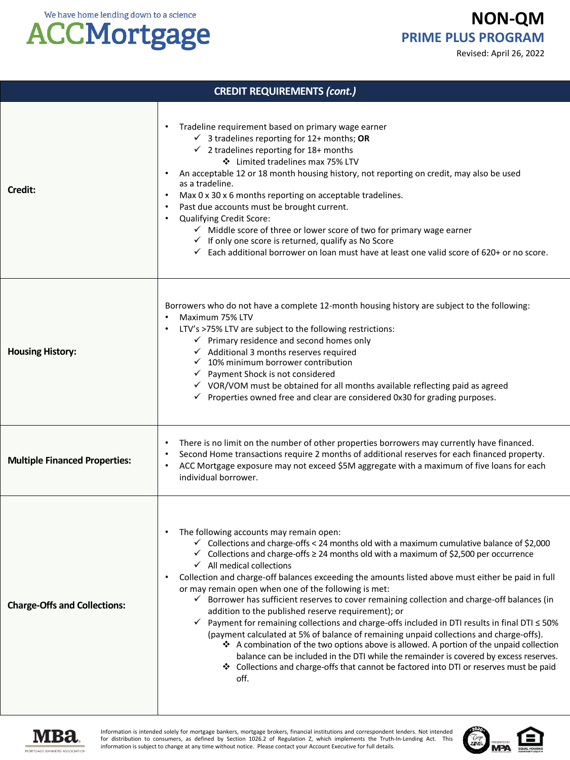| CREDIT REQUIREMENTS *(cont.)* | |
|---|---|
| **Credit:** | • Tradeline requirement based on primary wage earner<br>  ✓ 3 tradelines reporting for 12+ months; **OR**<br>  ✓ 2 tradelines reporting for 18+ months<br>    ❖ Limited tradelines max 75% LTV<br>• An acceptable 12 or 18 month housing history, not reporting on credit, may also be used as a tradeline.<br>• Max 0 x 30 x 6 months reporting on acceptable tradelines.<br>• Past due accounts must be brought current.<br>• Qualifying Credit Score:<br>  ✓ Middle score of three or lower score of two for primary wage earner<br>  ✓ If only one score is returned, qualify as No Score<br>  ✓ Each additional borrower on loan must have at least one valid score of 620+ or no score. |
| **Housing History:** | Borrowers who do not have a complete 12-month housing history are subject to the following:<br>• Maximum 75% LTV<br>• LTV's >75% LTV are subject to the following restrictions:<br>  ✓ Primary residence and second homes only<br>  ✓ Additional 3 months reserves required<br>  ✓ 10% minimum borrower contribution<br>  ✓ Payment Shock is not considered<br>  ✓ VOR/VOM must be obtained for all months available reflecting paid as agreed<br>  ✓ Properties owned free and clear are considered 0x30 for grading purposes. |
| **Multiple Financed Properties:** | • There is no limit on the number of other properties borrowers may currently have financed.<br>• Second Home transactions require 2 months of additional reserves for each financed property.<br>• ACC Mortgage exposure may not exceed $5M aggregate with a maximum of five loans for each individual borrower. |
| **Charge-Offs and Collections:** | • The following accounts may remain open:<br>  ✓ Collections and charge-offs < 24 months old with a maximum cumulative balance of $2,000<br>  ✓ Collections and charge-offs ≥ 24 months old with a maximum of $2,500 per occurrence<br>  ✓ All medical collections<br>• Collection and charge-off balances exceeding the amounts listed above must either be paid in full or may remain open when one of the following is met:<br>  ✓ Borrower has sufficient reserves to cover remaining collection and charge-off balances (in addition to the published reserve requirement); or<br>  ✓ Payment for remaining collections and charge-offs included in DTI results in final DTI ≤ 50% (payment calculated at 5% of balance of remaining unpaid collections and charge-offs).<br>    ❖ A combination of the two options above is allowed. A portion of the unpaid collection balance can be included in the DTI while the remainder is covered by excess reserves.<br>    ❖ Collections and charge-offs that cannot be factored into DTI or reserves must be paid off. |

Information is intended solely for mortgage bankers, mortgage brokers, financial institutions and correspondent lenders. Not intended for distribution to consumers, as defined by Section 1026.2 of Regulation Z, which implements the Truth-In-Lending Act. This information is subject to change at any time without notice. Please contact your Account Executive for full details.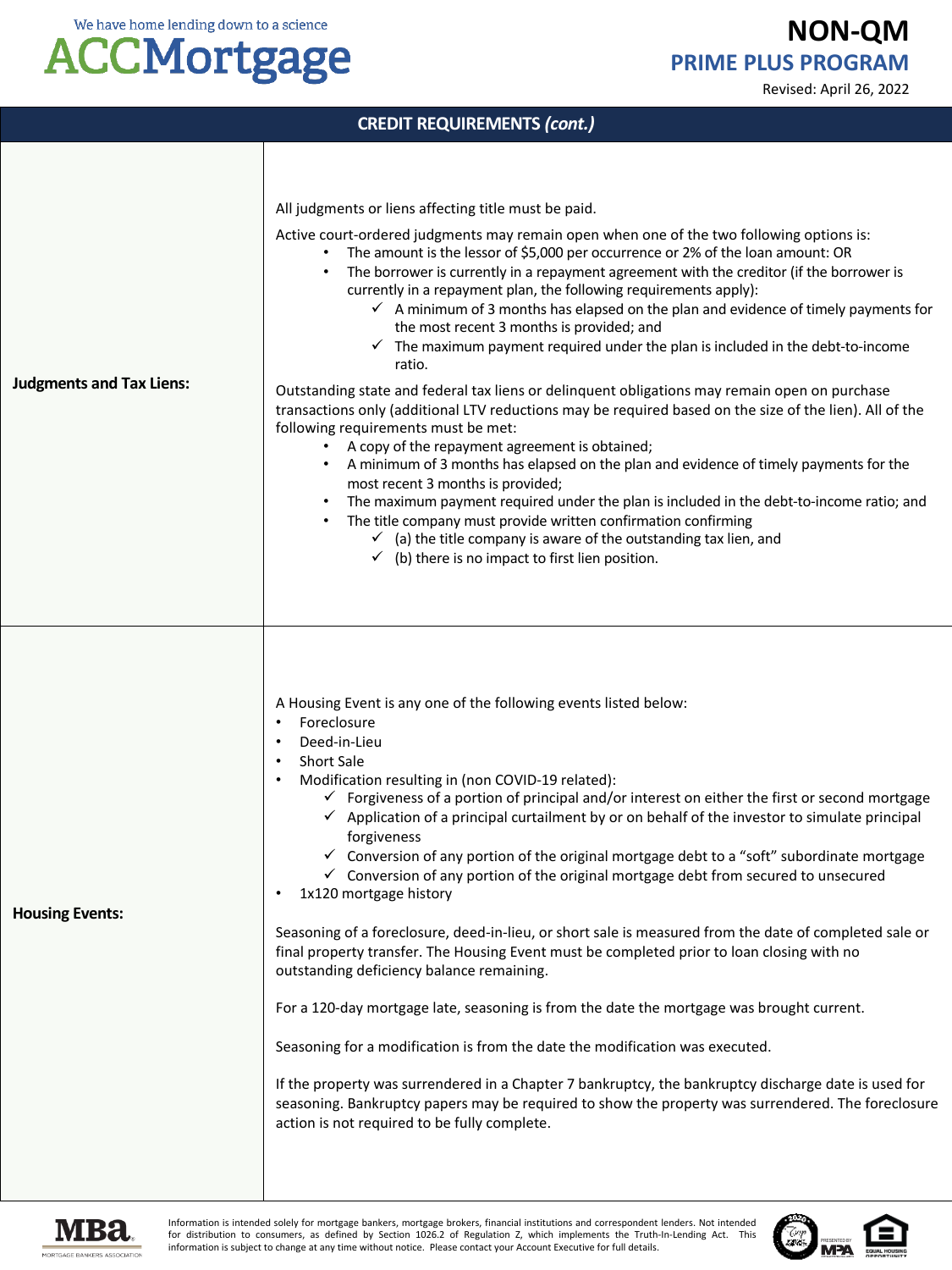| CREDIT REQUIREMENTS *(cont.)* | |
|---|---|
| **Judgments and Tax Liens:** | All judgments or liens affecting title must be paid.<br><br>Active court-ordered judgments may remain open when one of the two following options is:<br>• The amount is the lessor of $5,000 per occurrence or 2% of the loan amount: OR<br>• The borrower is currently in a repayment agreement with the creditor (if the borrower is currently in a repayment plan, the following requirements apply):<br>&nbsp;&nbsp;&nbsp;&nbsp;✓ A minimum of 3 months has elapsed on the plan and evidence of timely payments for the most recent 3 months is provided; and<br>&nbsp;&nbsp;&nbsp;&nbsp;✓ The maximum payment required under the plan is included in the debt-to-income ratio.<br><br>Outstanding state and federal tax liens or delinquent obligations may remain open on purchase transactions only (additional LTV reductions may be required based on the size of the lien). All of the following requirements must be met:<br>• A copy of the repayment agreement is obtained;<br>• A minimum of 3 months has elapsed on the plan and evidence of timely payments for the most recent 3 months is provided;<br>• The maximum payment required under the plan is included in the debt-to-income ratio; and<br>• The title company must provide written confirmation confirming<br>&nbsp;&nbsp;&nbsp;&nbsp;✓ (a) the title company is aware of the outstanding tax lien, and<br>&nbsp;&nbsp;&nbsp;&nbsp;✓ (b) there is no impact to first lien position. |
| **Housing Events:** | A Housing Event is any one of the following events listed below:<br>• Foreclosure<br>• Deed-in-Lieu<br>• Short Sale<br>• Modification resulting in (non COVID-19 related):<br>&nbsp;&nbsp;&nbsp;&nbsp;✓ Forgiveness of a portion of principal and/or interest on either the first or second mortgage<br>&nbsp;&nbsp;&nbsp;&nbsp;✓ Application of a principal curtailment by or on behalf of the investor to simulate principal forgiveness<br>&nbsp;&nbsp;&nbsp;&nbsp;✓ Conversion of any portion of the original mortgage debt to a "soft" subordinate mortgage<br>&nbsp;&nbsp;&nbsp;&nbsp;✓ Conversion of any portion of the original mortgage debt from secured to unsecured<br>• 1x120 mortgage history<br><br>Seasoning of a foreclosure, deed-in-lieu, or short sale is measured from the date of completed sale or final property transfer. The Housing Event must be completed prior to loan closing with no outstanding deficiency balance remaining.<br><br>For a 120-day mortgage late, seasoning is from the date the mortgage was brought current.<br><br>Seasoning for a modification is from the date the modification was executed.<br><br>If the property was surrendered in a Chapter 7 bankruptcy, the bankruptcy discharge date is used for seasoning. Bankruptcy papers may be required to show the property was surrendered. The foreclosure action is not required to be fully complete. |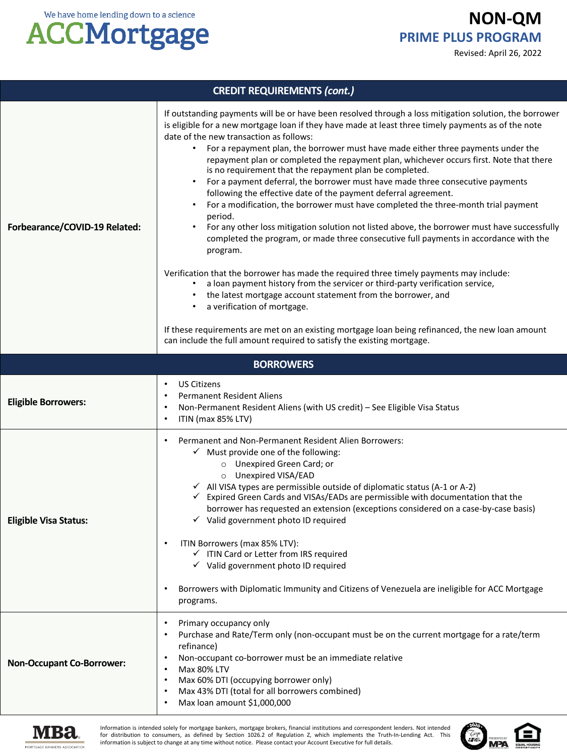| CREDIT REQUIREMENTS *(cont.)* | |
|---|---|
| **Forbearance/COVID-19 Related:** | If outstanding payments will be or have been resolved through a loss mitigation solution, the borrower is eligible for a new mortgage loan if they have made at least three timely payments as of the note date of the new transaction as follows:<br>• For a repayment plan, the borrower must have made either three payments under the repayment plan or completed the repayment plan, whichever occurs first. Note that there is no requirement that the repayment plan be completed.<br>• For a payment deferral, the borrower must have made three consecutive payments following the effective date of the payment deferral agreement.<br>• For a modification, the borrower must have completed the three-month trial payment period.<br>• For any other loss mitigation solution not listed above, the borrower must have successfully completed the program, or made three consecutive full payments in accordance with the program.<br><br>Verification that the borrower has made the required three timely payments may include:<br>• a loan payment history from the servicer or third-party verification service,<br>• the latest mortgage account statement from the borrower, and<br>• a verification of mortgage.<br><br>If these requirements are met on an existing mortgage loan being refinanced, the new loan amount can include the full amount required to satisfy the existing mortgage. |

| BORROWERS | |
|---|---|
| **Eligible Borrowers:** | • US Citizens<br>• Permanent Resident Aliens<br>• Non-Permanent Resident Aliens (with US credit) – See Eligible Visa Status<br>• ITIN (max 85% LTV) |
| **Eligible Visa Status:** | • Permanent and Non-Permanent Resident Alien Borrowers:<br>✓ Must provide one of the following:<br>○ Unexpired Green Card; or<br>○ Unexpired VISA/EAD<br>✓ All VISA types are permissible outside of diplomatic status (A-1 or A-2)<br>✓ Expired Green Cards and VISAs/EADs are permissible with documentation that the borrower has requested an extension (exceptions considered on a case-by-case basis)<br>✓ Valid government photo ID required<br><br>• ITIN Borrowers (max 85% LTV):<br>✓ ITIN Card or Letter from IRS required<br>✓ Valid government photo ID required<br><br>• Borrowers with Diplomatic Immunity and Citizens of Venezuela are ineligible for ACC Mortgage programs. |
| **Non-Occupant Co-Borrower:** | • Primary occupancy only<br>• Purchase and Rate/Term only (non-occupant must be on the current mortgage for a rate/term refinance)<br>• Non-occupant co-borrower must be an immediate relative<br>• Max 80% LTV<br>• Max 60% DTI (occupying borrower only)<br>• Max 43% DTI (total for all borrowers combined)<br>• Max loan amount $1,000,000 |

Information is intended solely for mortgage bankers, mortgage brokers, financial institutions and correspondent lenders. Not intended for distribution to consumers, as defined by Section 1026.2 of Regulation Z, which implements the Truth-In-Lending Act. This information is subject to change at any time without notice. Please contact your Account Executive for full details.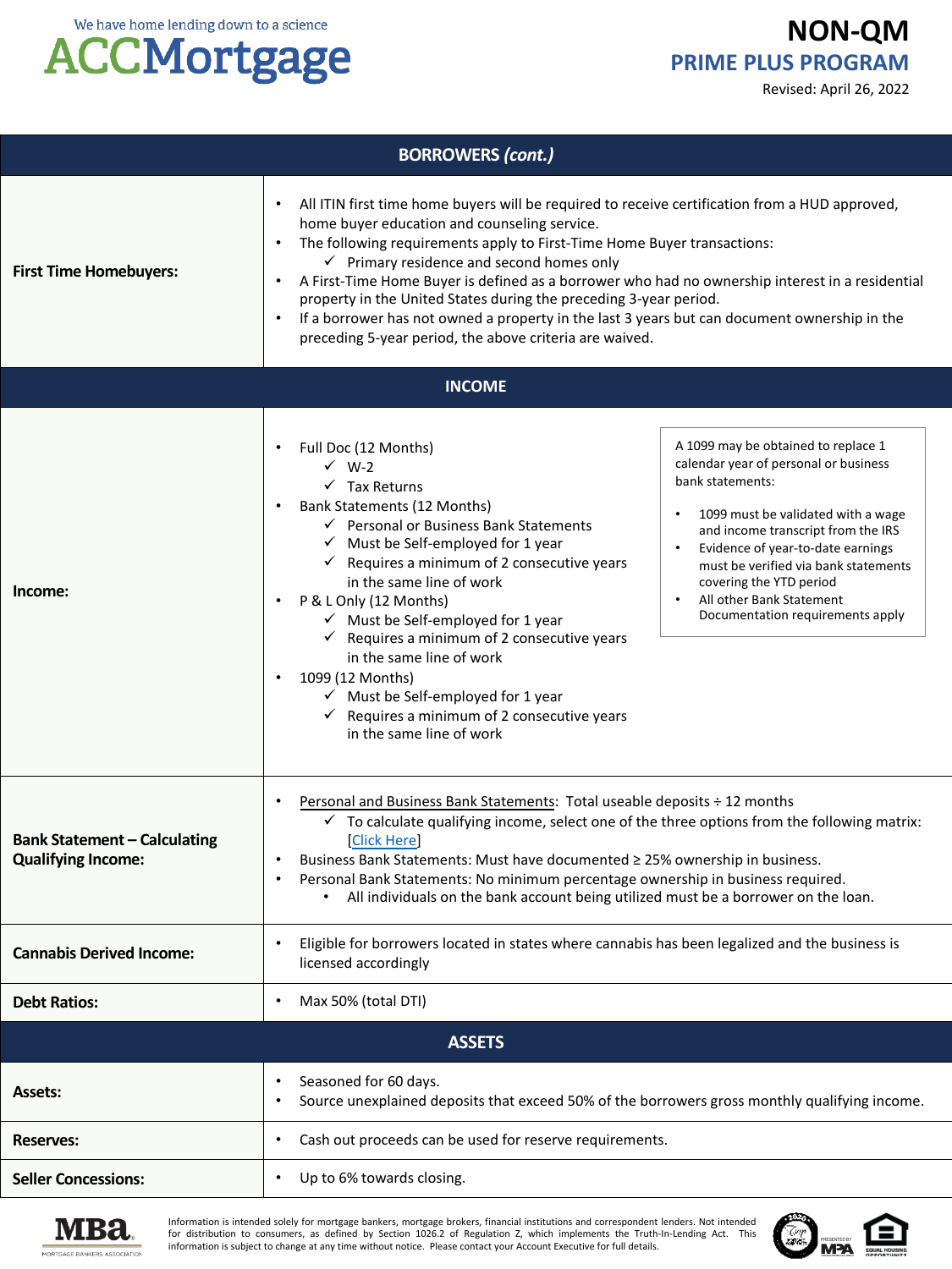| BORROWERS *(cont.)* | |
|---|---|
| **First Time Homebuyers:** | • All ITIN first time home buyers will be required to receive certification from a HUD approved, home buyer education and counseling service.<br>• The following requirements apply to First-Time Home Buyer transactions:<br>  ✓ Primary residence and second homes only<br>• A First-Time Home Buyer is defined as a borrower who had no ownership interest in a residential property in the United States during the preceding 3-year period.<br>• If a borrower has not owned a property in the last 3 years but can document ownership in the preceding 5-year period, the above criteria are waived. |

| INCOME | |
|---|---|
| **Income:** | • Full Doc (12 Months)<br>  ✓ W-2<br>  ✓ Tax Returns<br>• Bank Statements (12 Months)<br>  ✓ Personal or Business Bank Statements<br>  ✓ Must be Self-employed for 1 year<br>  ✓ Requires a minimum of 2 consecutive years in the same line of work<br>• P & L Only (12 Months)<br>  ✓ Must be Self-employed for 1 year<br>  ✓ Requires a minimum of 2 consecutive years in the same line of work<br>• 1099 (12 Months)<br>  ✓ Must be Self-employed for 1 year<br>  ✓ Requires a minimum of 2 consecutive years in the same line of work<br><br>A 1099 may be obtained to replace 1 calendar year of personal or business bank statements:<br>• 1099 must be validated with a wage and income transcript from the IRS<br>• Evidence of year-to-date earnings must be verified via bank statements covering the YTD period<br>• All other Bank Statement Documentation requirements apply |
| **Bank Statement – Calculating Qualifying Income:** | • Personal and Business Bank Statements: Total useable deposits ÷ 12 months<br>  ✓ To calculate qualifying income, select one of the three options from the following matrix: [Click Here]<br>• Business Bank Statements: Must have documented ≥ 25% ownership in business.<br>• Personal Bank Statements: No minimum percentage ownership in business required.<br>  • All individuals on the bank account being utilized must be a borrower on the loan. |
| **Cannabis Derived Income:** | • Eligible for borrowers located in states where cannabis has been legalized and the business is licensed accordingly |
| **Debt Ratios:** | • Max 50% (total DTI) |

| ASSETS | |
|---|---|
| **Assets:** | • Seasoned for 60 days.<br>• Source unexplained deposits that exceed 50% of the borrowers gross monthly qualifying income. |
| **Reserves:** | • Cash out proceeds can be used for reserve requirements. |
| **Seller Concessions:** | • Up to 6% towards closing. |

Information is intended solely for mortgage bankers, mortgage brokers, financial institutions and correspondent lenders. Not intended for distribution to consumers, as defined by Section 1026.2 of Regulation Z, which implements the Truth-In-Lending Act. This information is subject to change at any time without notice. Please contact your Account Executive for full details.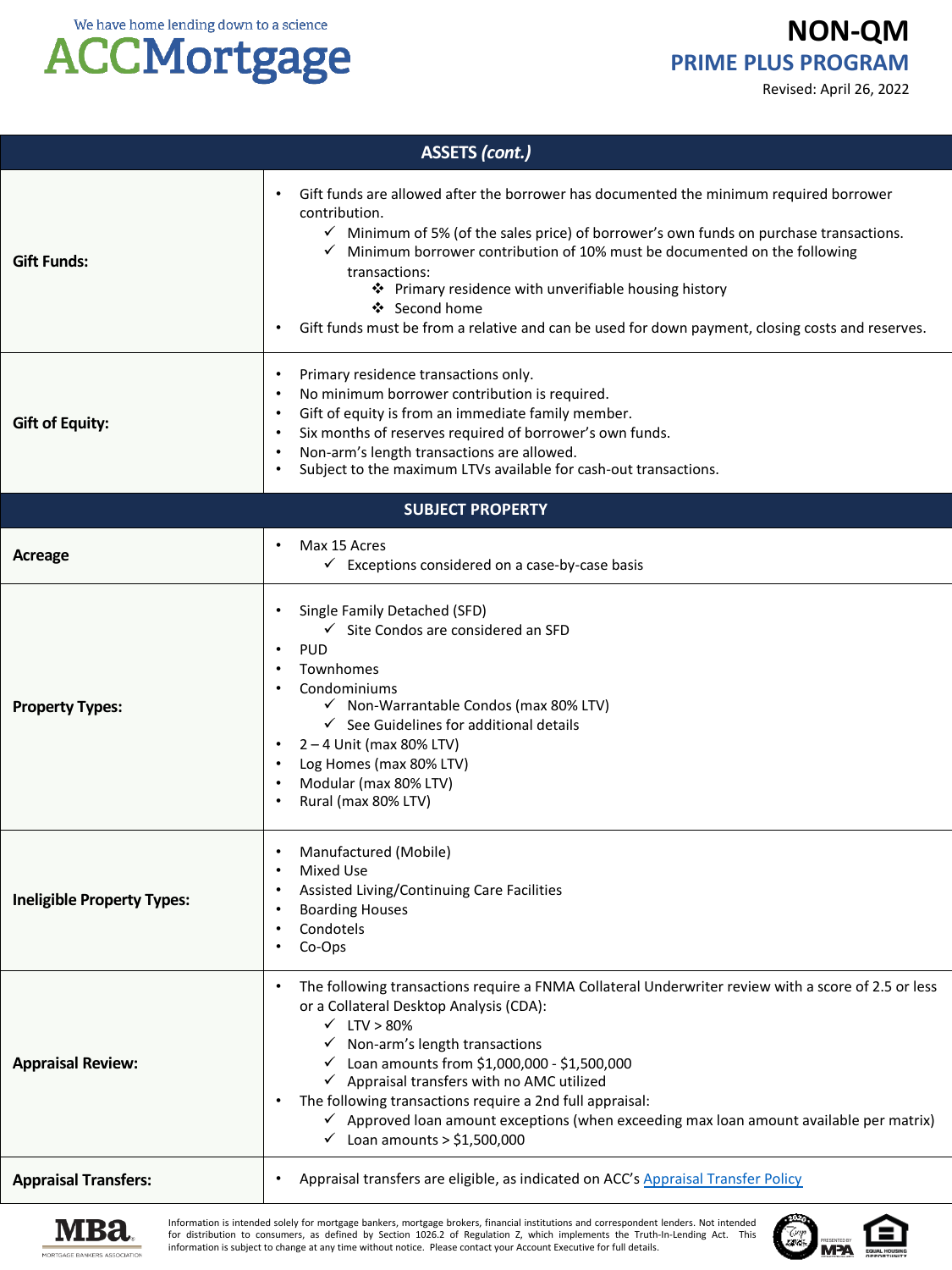| ASSETS *(cont.)* | |
|---|---|
| **Gift Funds:** | • Gift funds are allowed after the borrower has documented the minimum required borrower contribution.<br>  ✓ Minimum of 5% (of the sales price) of borrower's own funds on purchase transactions.<br>  ✓ Minimum borrower contribution of 10% must be documented on the following transactions:<br>    ❖ Primary residence with unverifiable housing history<br>    ❖ Second home<br>• Gift funds must be from a relative and can be used for down payment, closing costs and reserves. |
| **Gift of Equity:** | • Primary residence transactions only.<br>• No minimum borrower contribution is required.<br>• Gift of equity is from an immediate family member.<br>• Six months of reserves required of borrower's own funds.<br>• Non-arm's length transactions are allowed.<br>• Subject to the maximum LTVs available for cash-out transactions. |
| **SUBJECT PROPERTY** | |
| **Acreage** | • Max 15 Acres<br>  ✓ Exceptions considered on a case-by-case basis |
| **Property Types:** | • Single Family Detached (SFD)<br>  ✓ Site Condos are considered an SFD<br>• PUD<br>• Townhomes<br>• Condominiums<br>  ✓ Non-Warrantable Condos (max 80% LTV)<br>  ✓ See Guidelines for additional details<br>• 2 – 4 Unit (max 80% LTV)<br>• Log Homes (max 80% LTV)<br>• Modular (max 80% LTV)<br>• Rural (max 80% LTV) |
| **Ineligible Property Types:** | • Manufactured (Mobile)<br>• Mixed Use<br>• Assisted Living/Continuing Care Facilities<br>• Boarding Houses<br>• Condotels<br>• Co-Ops |
| **Appraisal Review:** | • The following transactions require a FNMA Collateral Underwriter review with a score of 2.5 or less or a Collateral Desktop Analysis (CDA):<br>  ✓ LTV > 80%<br>  ✓ Non-arm's length transactions<br>  ✓ Loan amounts from $1,000,000 - $1,500,000<br>  ✓ Appraisal transfers with no AMC utilized<br>• The following transactions require a 2nd full appraisal:<br>  ✓ Approved loan amount exceptions (when exceeding max loan amount available per matrix)<br>  ✓ Loan amounts > $1,500,000 |
| **Appraisal Transfers:** | • Appraisal transfers are eligible, as indicated on ACC's Appraisal Transfer Policy |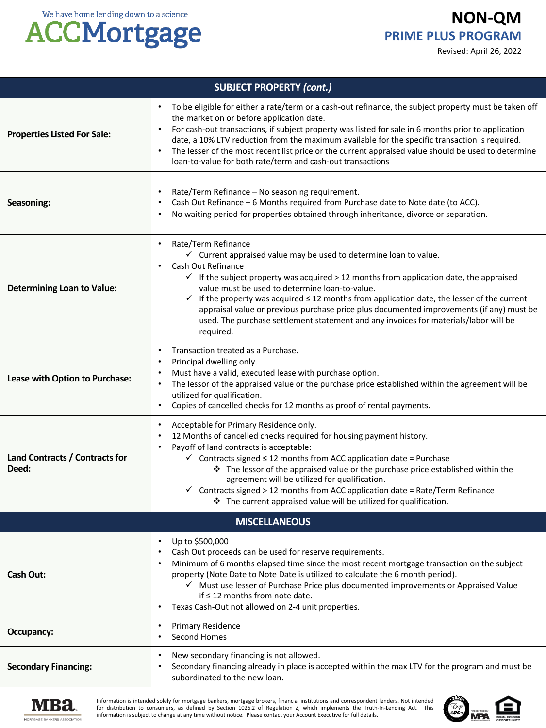| SUBJECT PROPERTY *(cont.)* | |
|---|---|
| **Properties Listed For Sale:** | • To be eligible for either a rate/term or a cash-out refinance, the subject property must be taken off the market on or before application date.<br>• For cash-out transactions, if subject property was listed for sale in 6 months prior to application date, a 10% LTV reduction from the maximum available for the specific transaction is required.<br>• The lesser of the most recent list price or the current appraised value should be used to determine loan-to-value for both rate/term and cash-out transactions |
| **Seasoning:** | • Rate/Term Refinance – No seasoning requirement.<br>• Cash Out Refinance – 6 Months required from Purchase date to Note date (to ACC).<br>• No waiting period for properties obtained through inheritance, divorce or separation. |
| **Determining Loan to Value:** | • Rate/Term Refinance<br>  ✓ Current appraised value may be used to determine loan to value.<br>• Cash Out Refinance<br>  ✓ If the subject property was acquired > 12 months from application date, the appraised value must be used to determine loan-to-value.<br>  ✓ If the property was acquired ≤ 12 months from application date, the lesser of the current appraisal value or previous purchase price plus documented improvements (if any) must be used. The purchase settlement statement and any invoices for materials/labor will be required. |
| **Lease with Option to Purchase:** | • Transaction treated as a Purchase.<br>• Principal dwelling only.<br>• Must have a valid, executed lease with purchase option.<br>• The lesser of the appraised value or the purchase price established within the agreement will be utilized for qualification.<br>• Copies of cancelled checks for 12 months as proof of rental payments. |
| **Land Contracts / Contracts for Deed:** | • Acceptable for Primary Residence only.<br>• 12 Months of cancelled checks required for housing payment history.<br>• Payoff of land contracts is acceptable:<br>  ✓ Contracts signed ≤ 12 months from ACC application date = Purchase<br>    ❖ The lessor of the appraised value or the purchase price established within the agreement will be utilized for qualification.<br>  ✓ Contracts signed > 12 months from ACC application date = Rate/Term Refinance<br>    ❖ The current appraised value will be utilized for qualification. |
| **MISCELLANEOUS** | |
| **Cash Out:** | • Up to $500,000<br>• Cash Out proceeds can be used for reserve requirements.<br>• Minimum of 6 months elapsed time since the most recent mortgage transaction on the subject property (Note Date to Note Date is utilized to calculate the 6 month period).<br>  ✓ Must use lesser of Purchase Price plus documented improvements or Appraised Value if ≤ 12 months from note date.<br>• Texas Cash-Out not allowed on 2-4 unit properties. |
| **Occupancy:** | • Primary Residence<br>• Second Homes |
| **Secondary Financing:** | • New secondary financing is not allowed.<br>• Secondary financing already in place is accepted within the max LTV for the program and must be subordinated to the new loan. |

Information is intended solely for mortgage bankers, mortgage brokers, financial institutions and correspondent lenders. Not intended for distribution to consumers, as defined by Section 1026.2 of Regulation Z, which implements the Truth-In-Lending Act. This information is subject to change at any time without notice. Please contact your Account Executive for full details.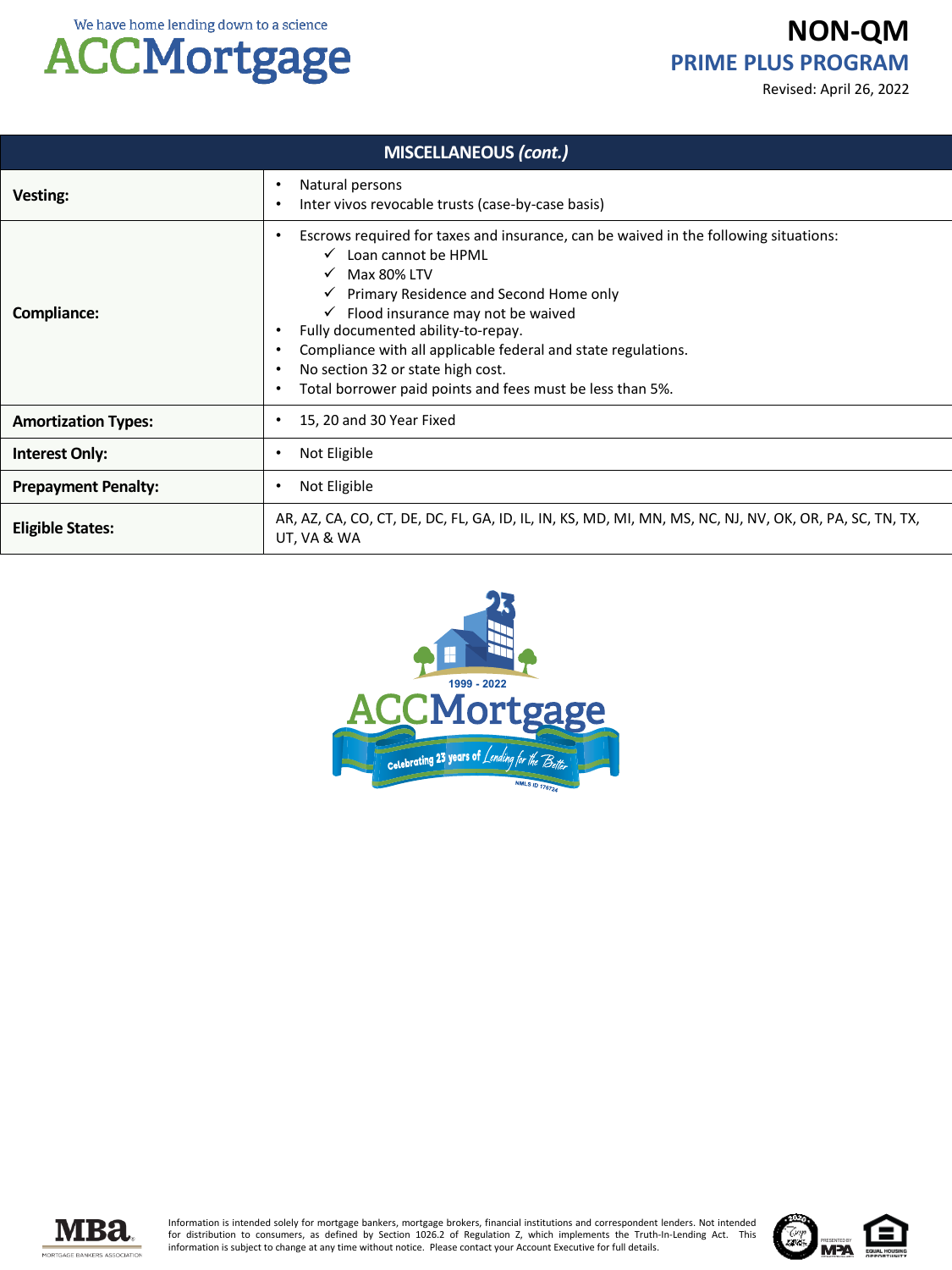| MISCELLANEOUS *(cont.)* | |
|---|---|
| **Vesting:** | • Natural persons<br>• Inter vivos revocable trusts (case-by-case basis) |
| **Compliance:** | • Escrows required for taxes and insurance, can be waived in the following situations:<br>✓ Loan cannot be HPML<br>✓ Max 80% LTV<br>✓ Primary Residence and Second Home only<br>✓ Flood insurance may not be waived<br>• Fully documented ability-to-repay.<br>• Compliance with all applicable federal and state regulations.<br>• No section 32 or state high cost.<br>• Total borrower paid points and fees must be less than 5%. |
| **Amortization Types:** | • 15, 20 and 30 Year Fixed |
| **Interest Only:** | • Not Eligible |
| **Prepayment Penalty:** | • Not Eligible |
| **Eligible States:** | AR, AZ, CA, CO, CT, DE, DC, FL, GA, ID, IL, IN, KS, MD, MI, MN, MS, NC, NJ, NV, OK, OR, PA, SC, TN, TX, UT, VA & WA |

1999 - 2022

ACCMortgage

Celebrating 23 years of Lending for the Better

NMLS ID 176724

Information is intended solely for mortgage bankers, mortgage brokers, financial institutions and correspondent lenders. Not intended for distribution to consumers, as defined by Section 1026.2 of Regulation Z, which implements the Truth-In-Lending Act. This information is subject to change at any time without notice. Please contact your Account Executive for full details.